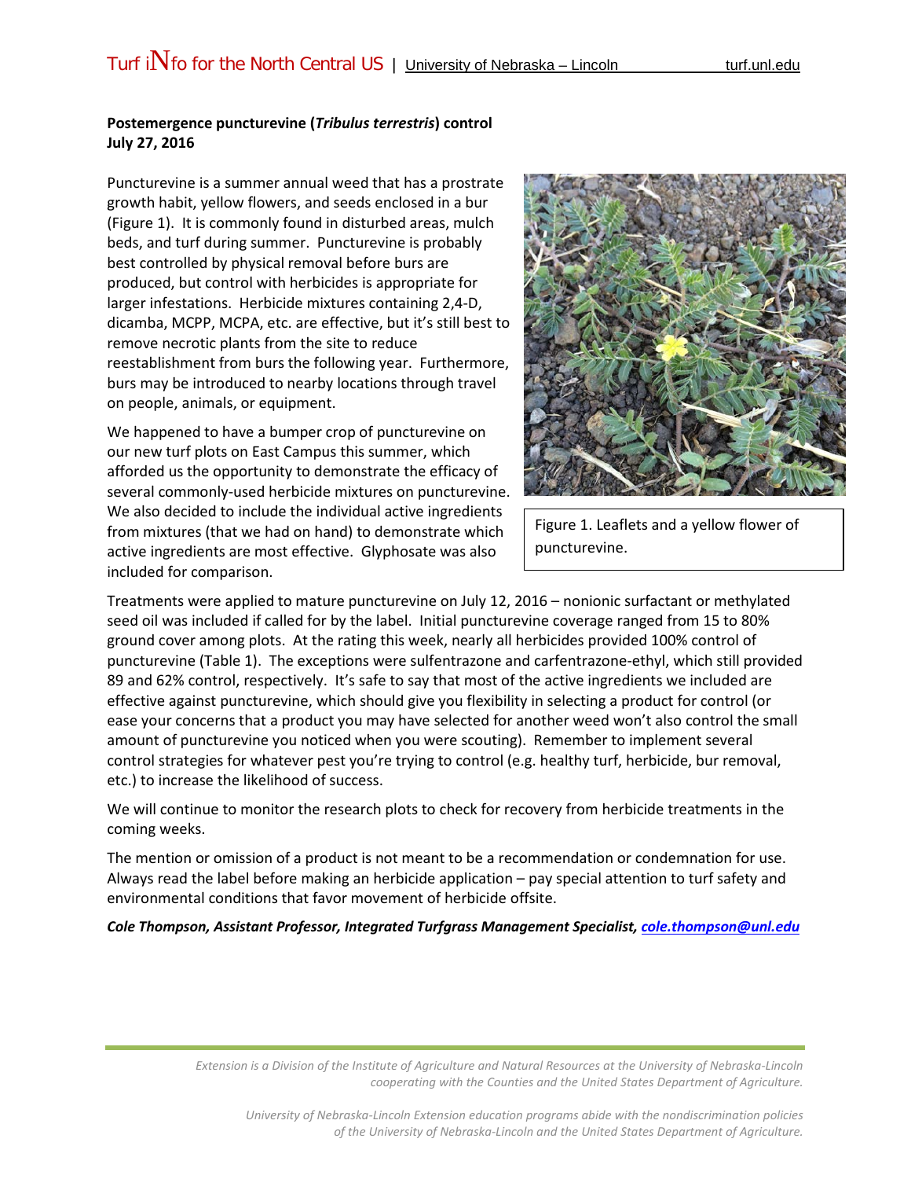**Postemergence puncturevine (*Tribulus terrestris*) control**
**July 27, 2016**

Puncturevine is a summer annual weed that has a prostrate growth habit, yellow flowers, and seeds enclosed in a bur (Figure 1). It is commonly found in disturbed areas, mulch beds, and turf during summer. Puncturevine is probably best controlled by physical removal before burs are produced, but control with herbicides is appropriate for larger infestations. Herbicide mixtures containing 2,4-D, dicamba, MCPP, MCPA, etc. are effective, but it's still best to remove necrotic plants from the site to reduce reestablishment from burs the following year. Furthermore, burs may be introduced to nearby locations through travel on people, animals, or equipment.

Figure 1. Leaflets and a yellow flower of puncturevine.

We happened to have a bumper crop of puncturevine on our new turf plots on East Campus this summer, which afforded us the opportunity to demonstrate the efficacy of several commonly-used herbicide mixtures on puncturevine. We also decided to include the individual active ingredients from mixtures (that we had on hand) to demonstrate which active ingredients are most effective. Glyphosate was also included for comparison.

Treatments were applied to mature puncturevine on July 12, 2016 – nonionic surfactant or methylated seed oil was included if called for by the label. Initial puncturevine coverage ranged from 15 to 80% ground cover among plots. At the rating this week, nearly all herbicides provided 100% control of puncturevine (Table 1). The exceptions were sulfentrazone and carfentrazone-ethyl, which still provided 89 and 62% control, respectively. It's safe to say that most of the active ingredients we included are effective against puncturevine, which should give you flexibility in selecting a product for control (or ease your concerns that a product you may have selected for another weed won't also control the small amount of puncturevine you noticed when you were scouting). Remember to implement several control strategies for whatever pest you're trying to control (e.g. healthy turf, herbicide, bur removal, etc.) to increase the likelihood of success.

We will continue to monitor the research plots to check for recovery from herbicide treatments in the coming weeks.

The mention or omission of a product is not meant to be a recommendation or condemnation for use. Always read the label before making an herbicide application – pay special attention to turf safety and environmental conditions that favor movement of herbicide offsite.

***Cole Thompson, Assistant Professor, Integrated Turfgrass Management Specialist, cole.thompson@unl.edu***

*Extension is a Division of the Institute of Agriculture and Natural Resources at the University of Nebraska-Lincoln cooperating with the Counties and the United States Department of Agriculture.*

*University of Nebraska-Lincoln Extension education programs abide with the nondiscrimination policies of the University of Nebraska-Lincoln and the United States Department of Agriculture.*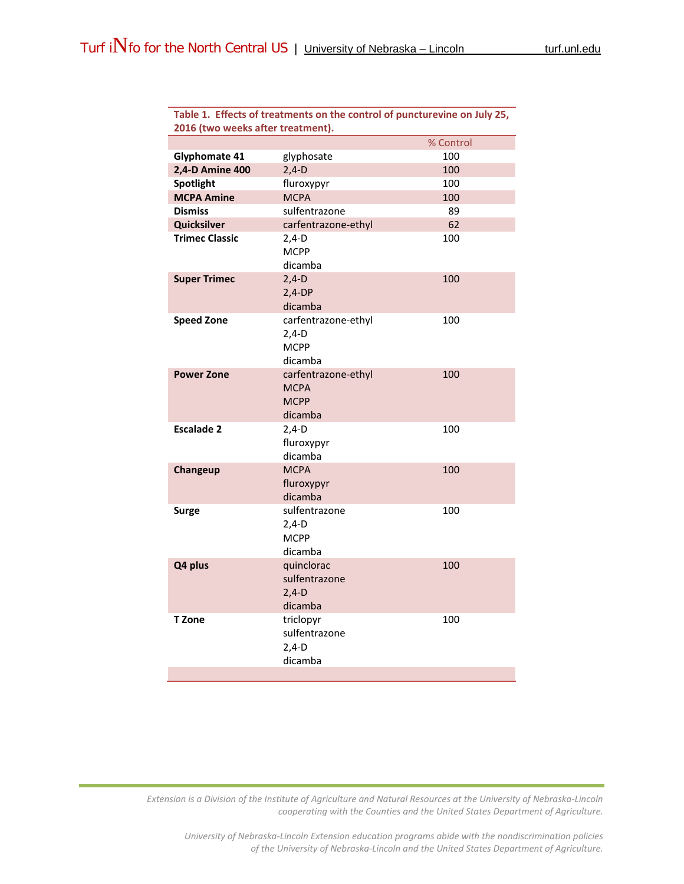**Table 1. Effects of treatments on the control of puncturevine on July 25, 2016 (two weeks after treatment).**

| | | % Control |
|---|---|---|
| **Glyphomate 41** | glyphosate | 100 |
| **2,4-D Amine 400** | 2,4-D | 100 |
| **Spotlight** | fluroxypyr | 100 |
| **MCPA Amine** | MCPA | 100 |
| **Dismiss** | sulfentrazone | 89 |
| **Quicksilver** | carfentrazone-ethyl | 62 |
| **Trimec Classic** | 2,4-D<br>MCPP<br>dicamba | 100 |
| **Super Trimec** | 2,4-D<br>2,4-DP<br>dicamba | 100 |
| **Speed Zone** | carfentrazone-ethyl<br>2,4-D<br>MCPP<br>dicamba | 100 |
| **Power Zone** | carfentrazone-ethyl<br>MCPA<br>MCPP<br>dicamba | 100 |
| **Escalade 2** | 2,4-D<br>fluroxypyr<br>dicamba | 100 |
| **Changeup** | MCPA<br>fluroxypyr<br>dicamba | 100 |
| **Surge** | sulfentrazone<br>2,4-D<br>MCPP<br>dicamba | 100 |
| **Q4 plus** | quinclorac<br>sulfentrazone<br>2,4-D<br>dicamba | 100 |
| **T Zone** | triclopyr<br>sulfentrazone<br>2,4-D<br>dicamba | 100 |

*Extension is a Division of the Institute of Agriculture and Natural Resources at the University of Nebraska-Lincoln cooperating with the Counties and the United States Department of Agriculture.*

*University of Nebraska-Lincoln Extension education programs abide with the nondiscrimination policies of the University of Nebraska-Lincoln and the United States Department of Agriculture.*